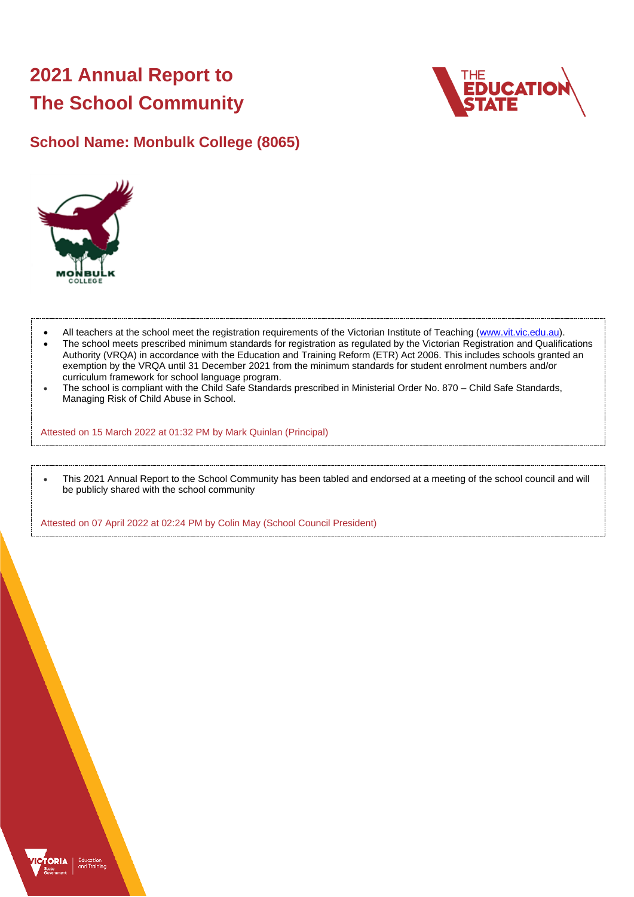# 2021 Annual Report to The School Community

## School Name: Monbulk College (8065)

- All teachers at the school meet the registration requirements of the Victorian Institute of Teaching (www.vit.vic.edu.au).
- The school meets prescribed minimum standards for registration as regulated by the Victorian Registration and Qualifications Authority (VRQA) in accordance with the Education and Training Reform (ETR) Act 2006. This includes schools granted an exemption by the VRQA until 31 December 2021 from the minimum standards for student enrolment numbers and/or curriculum framework for school language program.
- The school is compliant with the Child Safe Standards prescribed in Ministerial Order No. 870 – Child Safe Standards, Managing Risk of Child Abuse in School.

Attested on 15 March 2022 at 01:32 PM by Mark Quinlan (Principal)

- This 2021 Annual Report to the School Community has been tabled and endorsed at a meeting of the school council and will be publicly shared with the school community

Attested on 07 April 2022 at 02:24 PM by Colin May (School Council President)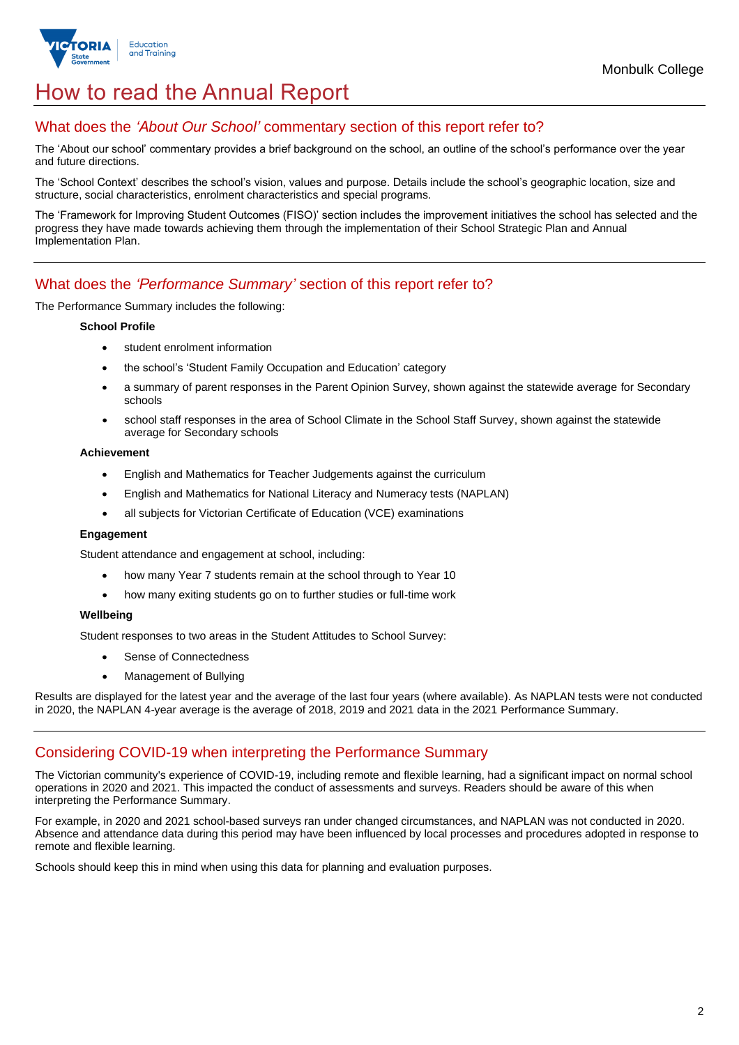# How to read the Annual Report

## What does the *'About Our School'* commentary section of this report refer to?

The 'About our school' commentary provides a brief background on the school, an outline of the school's performance over the year and future directions.

The 'School Context' describes the school's vision, values and purpose. Details include the school's geographic location, size and structure, social characteristics, enrolment characteristics and special programs.

The 'Framework for Improving Student Outcomes (FISO)' section includes the improvement initiatives the school has selected and the progress they have made towards achieving them through the implementation of their School Strategic Plan and Annual Implementation Plan.

## What does the *'Performance Summary'* section of this report refer to?

The Performance Summary includes the following:

**School Profile**

- student enrolment information
- the school's 'Student Family Occupation and Education' category
- a summary of parent responses in the Parent Opinion Survey, shown against the statewide average for Secondary schools
- school staff responses in the area of School Climate in the School Staff Survey, shown against the statewide average for Secondary schools

**Achievement**

- English and Mathematics for Teacher Judgements against the curriculum
- English and Mathematics for National Literacy and Numeracy tests (NAPLAN)
- all subjects for Victorian Certificate of Education (VCE) examinations

**Engagement**

Student attendance and engagement at school, including:

- how many Year 7 students remain at the school through to Year 10
- how many exiting students go on to further studies or full-time work

**Wellbeing**

Student responses to two areas in the Student Attitudes to School Survey:

- Sense of Connectedness
- Management of Bullying

Results are displayed for the latest year and the average of the last four years (where available). As NAPLAN tests were not conducted in 2020, the NAPLAN 4-year average is the average of 2018, 2019 and 2021 data in the 2021 Performance Summary.

## Considering COVID-19 when interpreting the Performance Summary

The Victorian community's experience of COVID-19, including remote and flexible learning, had a significant impact on normal school operations in 2020 and 2021. This impacted the conduct of assessments and surveys. Readers should be aware of this when interpreting the Performance Summary.

For example, in 2020 and 2021 school-based surveys ran under changed circumstances, and NAPLAN was not conducted in 2020. Absence and attendance data during this period may have been influenced by local processes and procedures adopted in response to remote and flexible learning.

Schools should keep this in mind when using this data for planning and evaluation purposes.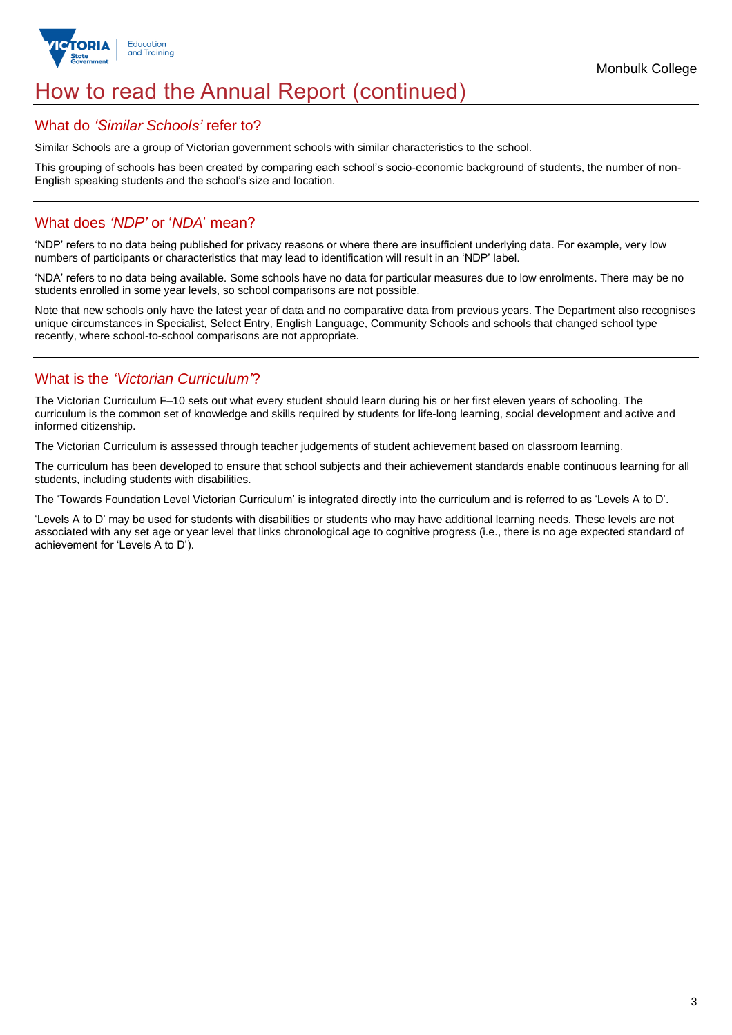# How to read the Annual Report (continued)

## What do *'Similar Schools'* refer to?

Similar Schools are a group of Victorian government schools with similar characteristics to the school.

This grouping of schools has been created by comparing each school's socio-economic background of students, the number of non-English speaking students and the school's size and location.

## What does *'NDP'* or '*NDA*' mean?

'NDP' refers to no data being published for privacy reasons or where there are insufficient underlying data. For example, very low numbers of participants or characteristics that may lead to identification will result in an 'NDP' label.

'NDA' refers to no data being available. Some schools have no data for particular measures due to low enrolments. There may be no students enrolled in some year levels, so school comparisons are not possible.

Note that new schools only have the latest year of data and no comparative data from previous years. The Department also recognises unique circumstances in Specialist, Select Entry, English Language, Community Schools and schools that changed school type recently, where school-to-school comparisons are not appropriate.

## What is the *'Victorian Curriculum'*?

The Victorian Curriculum F–10 sets out what every student should learn during his or her first eleven years of schooling. The curriculum is the common set of knowledge and skills required by students for life-long learning, social development and active and informed citizenship.

The Victorian Curriculum is assessed through teacher judgements of student achievement based on classroom learning.

The curriculum has been developed to ensure that school subjects and their achievement standards enable continuous learning for all students, including students with disabilities.

The 'Towards Foundation Level Victorian Curriculum' is integrated directly into the curriculum and is referred to as 'Levels A to D'.

'Levels A to D' may be used for students with disabilities or students who may have additional learning needs. These levels are not associated with any set age or year level that links chronological age to cognitive progress (i.e., there is no age expected standard of achievement for 'Levels A to D').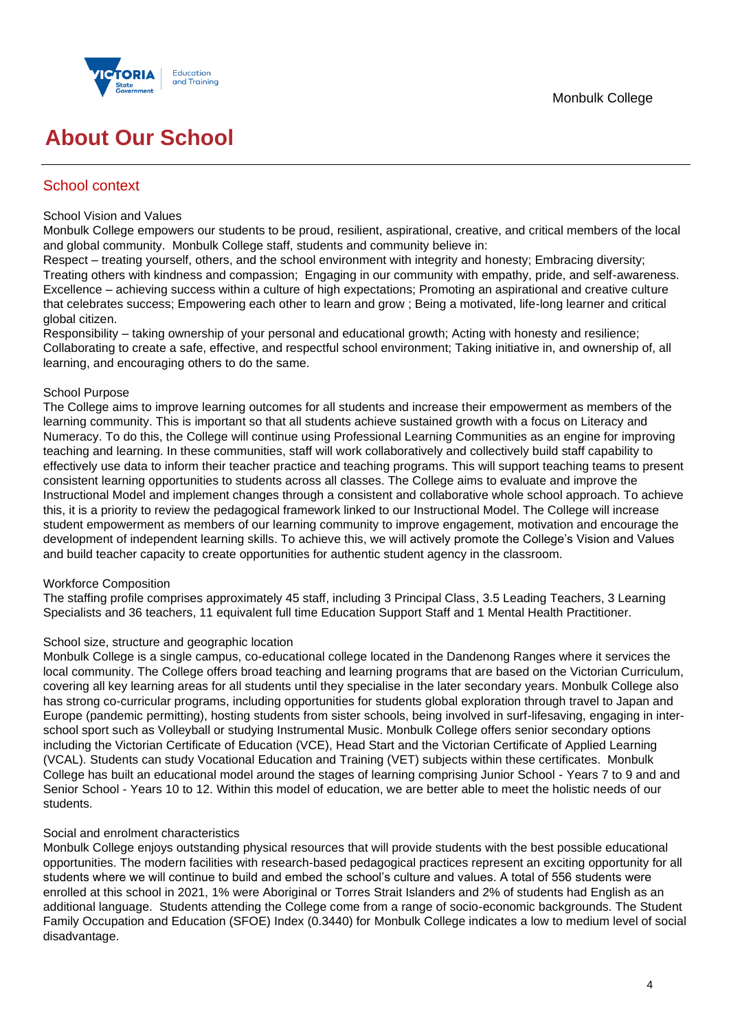# About Our School

## School context

School Vision and Values

Monbulk College empowers our students to be proud, resilient, aspirational, creative, and critical members of the local and global community. Monbulk College staff, students and community believe in:

Respect – treating yourself, others, and the school environment with integrity and honesty; Embracing diversity; Treating others with kindness and compassion; Engaging in our community with empathy, pride, and self-awareness.

Excellence – achieving success within a culture of high expectations; Promoting an aspirational and creative culture that celebrates success; Empowering each other to learn and grow ; Being a motivated, life-long learner and critical global citizen.

Responsibility – taking ownership of your personal and educational growth; Acting with honesty and resilience; Collaborating to create a safe, effective, and respectful school environment; Taking initiative in, and ownership of, all learning, and encouraging others to do the same.

School Purpose

The College aims to improve learning outcomes for all students and increase their empowerment as members of the learning community. This is important so that all students achieve sustained growth with a focus on Literacy and Numeracy. To do this, the College will continue using Professional Learning Communities as an engine for improving teaching and learning. In these communities, staff will work collaboratively and collectively build staff capability to effectively use data to inform their teacher practice and teaching programs. This will support teaching teams to present consistent learning opportunities to students across all classes. The College aims to evaluate and improve the Instructional Model and implement changes through a consistent and collaborative whole school approach. To achieve this, it is a priority to review the pedagogical framework linked to our Instructional Model. The College will increase student empowerment as members of our learning community to improve engagement, motivation and encourage the development of independent learning skills. To achieve this, we will actively promote the College's Vision and Values and build teacher capacity to create opportunities for authentic student agency in the classroom.

Workforce Composition

The staffing profile comprises approximately 45 staff, including 3 Principal Class, 3.5 Leading Teachers, 3 Learning Specialists and 36 teachers, 11 equivalent full time Education Support Staff and 1 Mental Health Practitioner.

School size, structure and geographic location

Monbulk College is a single campus, co-educational college located in the Dandenong Ranges where it services the local community. The College offers broad teaching and learning programs that are based on the Victorian Curriculum, covering all key learning areas for all students until they specialise in the later secondary years. Monbulk College also has strong co-curricular programs, including opportunities for students global exploration through travel to Japan and Europe (pandemic permitting), hosting students from sister schools, being involved in surf-lifesaving, engaging in inter-school sport such as Volleyball or studying Instrumental Music. Monbulk College offers senior secondary options including the Victorian Certificate of Education (VCE), Head Start and the Victorian Certificate of Applied Learning (VCAL). Students can study Vocational Education and Training (VET) subjects within these certificates. Monbulk College has built an educational model around the stages of learning comprising Junior School - Years 7 to 9 and and Senior School - Years 10 to 12. Within this model of education, we are better able to meet the holistic needs of our students.

Social and enrolment characteristics

Monbulk College enjoys outstanding physical resources that will provide students with the best possible educational opportunities. The modern facilities with research-based pedagogical practices represent an exciting opportunity for all students where we will continue to build and embed the school's culture and values. A total of 556 students were enrolled at this school in 2021, 1% were Aboriginal or Torres Strait Islanders and 2% of students had English as an additional language. Students attending the College come from a range of socio-economic backgrounds. The Student Family Occupation and Education (SFOE) Index (0.3440) for Monbulk College indicates a low to medium level of social disadvantage.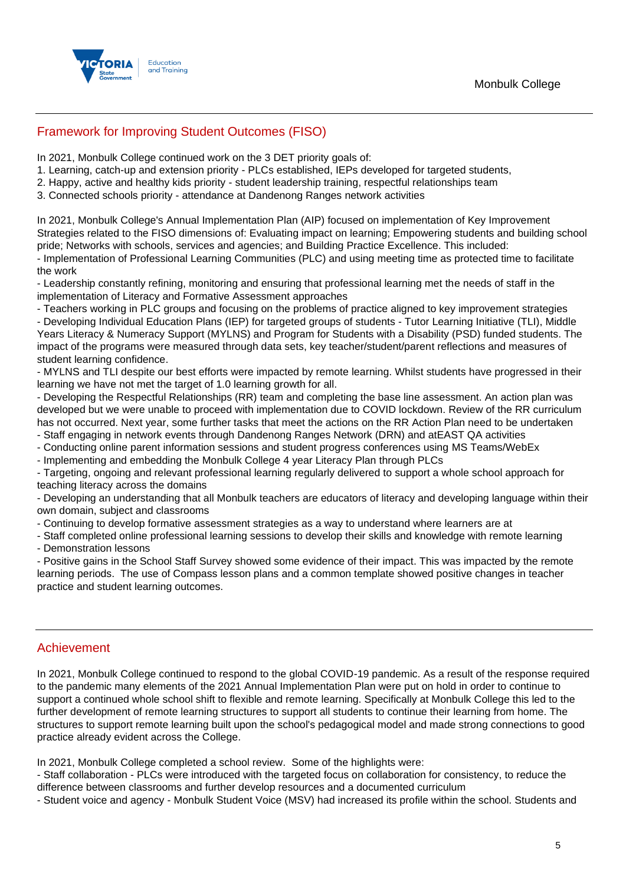## Framework for Improving Student Outcomes (FISO)

In 2021, Monbulk College continued work on the 3 DET priority goals of:

1. Learning, catch-up and extension priority - PLCs established, IEPs developed for targeted students,
2. Happy, active and healthy kids priority - student leadership training, respectful relationships team
3. Connected schools priority - attendance at Dandenong Ranges network activities

In 2021, Monbulk College's Annual Implementation Plan (AIP) focused on implementation of Key Improvement Strategies related to the FISO dimensions of: Evaluating impact on learning; Empowering students and building school pride; Networks with schools, services and agencies; and Building Practice Excellence. This included:

- Implementation of Professional Learning Communities (PLC) and using meeting time as protected time to facilitate the work
- Leadership constantly refining, monitoring and ensuring that professional learning met the needs of staff in the implementation of Literacy and Formative Assessment approaches
- Teachers working in PLC groups and focusing on the problems of practice aligned to key improvement strategies
- Developing Individual Education Plans (IEP) for targeted groups of students - Tutor Learning Initiative (TLI), Middle Years Literacy & Numeracy Support (MYLNS) and Program for Students with a Disability (PSD) funded students. The impact of the programs were measured through data sets, key teacher/student/parent reflections and measures of student learning confidence.
- MYLNS and TLI despite our best efforts were impacted by remote learning. Whilst students have progressed in their learning we have not met the target of 1.0 learning growth for all.
- Developing the Respectful Relationships (RR) team and completing the base line assessment. An action plan was developed but we were unable to proceed with implementation due to COVID lockdown. Review of the RR curriculum has not occurred. Next year, some further tasks that meet the actions on the RR Action Plan need to be undertaken
- Staff engaging in network events through Dandenong Ranges Network (DRN) and atEAST QA activities
- Conducting online parent information sessions and student progress conferences using MS Teams/WebEx
- Implementing and embedding the Monbulk College 4 year Literacy Plan through PLCs
- Targeting, ongoing and relevant professional learning regularly delivered to support a whole school approach for teaching literacy across the domains
- Developing an understanding that all Monbulk teachers are educators of literacy and developing language within their own domain, subject and classrooms
- Continuing to develop formative assessment strategies as a way to understand where learners are at
- Staff completed online professional learning sessions to develop their skills and knowledge with remote learning
- Demonstration lessons
- Positive gains in the School Staff Survey showed some evidence of their impact. This was impacted by the remote learning periods. The use of Compass lesson plans and a common template showed positive changes in teacher practice and student learning outcomes.

## Achievement

In 2021, Monbulk College continued to respond to the global COVID-19 pandemic. As a result of the response required to the pandemic many elements of the 2021 Annual Implementation Plan were put on hold in order to continue to support a continued whole school shift to flexible and remote learning. Specifically at Monbulk College this led to the further development of remote learning structures to support all students to continue their learning from home. The structures to support remote learning built upon the school's pedagogical model and made strong connections to good practice already evident across the College.

In 2021, Monbulk College completed a school review. Some of the highlights were:

- Staff collaboration - PLCs were introduced with the targeted focus on collaboration for consistency, to reduce the difference between classrooms and further develop resources and a documented curriculum
- Student voice and agency - Monbulk Student Voice (MSV) had increased its profile within the school. Students and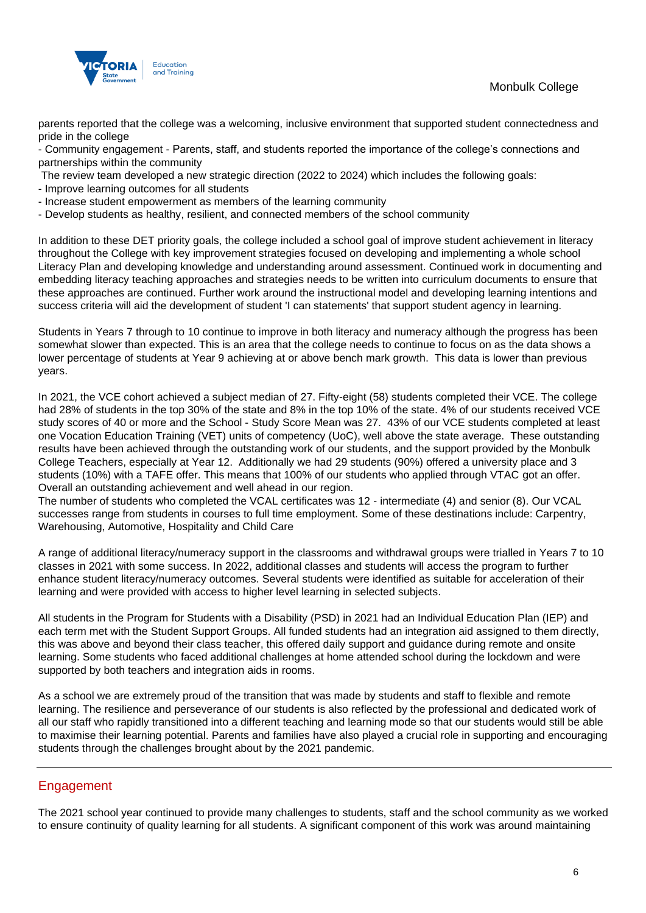parents reported that the college was a welcoming, inclusive environment that supported student connectedness and pride in the college

- Community engagement - Parents, staff, and students reported the importance of the college's connections and partnerships within the community

The review team developed a new strategic direction (2022 to 2024) which includes the following goals:

- Improve learning outcomes for all students
- Increase student empowerment as members of the learning community
- Develop students as healthy, resilient, and connected members of the school community

In addition to these DET priority goals, the college included a school goal of improve student achievement in literacy throughout the College with key improvement strategies focused on developing and implementing a whole school Literacy Plan and developing knowledge and understanding around assessment. Continued work in documenting and embedding literacy teaching approaches and strategies needs to be written into curriculum documents to ensure that these approaches are continued. Further work around the instructional model and developing learning intentions and success criteria will aid the development of student 'I can statements' that support student agency in learning.

Students in Years 7 through to 10 continue to improve in both literacy and numeracy although the progress has been somewhat slower than expected. This is an area that the college needs to continue to focus on as the data shows a lower percentage of students at Year 9 achieving at or above bench mark growth. This data is lower than previous years.

In 2021, the VCE cohort achieved a subject median of 27. Fifty-eight (58) students completed their VCE. The college had 28% of students in the top 30% of the state and 8% in the top 10% of the state. 4% of our students received VCE study scores of 40 or more and the School - Study Score Mean was 27. 43% of our VCE students completed at least one Vocation Education Training (VET) units of competency (UoC), well above the state average. These outstanding results have been achieved through the outstanding work of our students, and the support provided by the Monbulk College Teachers, especially at Year 12. Additionally we had 29 students (90%) offered a university place and 3 students (10%) with a TAFE offer. This means that 100% of our students who applied through VTAC got an offer. Overall an outstanding achievement and well ahead in our region.

The number of students who completed the VCAL certificates was 12 - intermediate (4) and senior (8). Our VCAL successes range from students in courses to full time employment. Some of these destinations include: Carpentry, Warehousing, Automotive, Hospitality and Child Care

A range of additional literacy/numeracy support in the classrooms and withdrawal groups were trialled in Years 7 to 10 classes in 2021 with some success. In 2022, additional classes and students will access the program to further enhance student literacy/numeracy outcomes. Several students were identified as suitable for acceleration of their learning and were provided with access to higher level learning in selected subjects.

All students in the Program for Students with a Disability (PSD) in 2021 had an Individual Education Plan (IEP) and each term met with the Student Support Groups. All funded students had an integration aid assigned to them directly, this was above and beyond their class teacher, this offered daily support and guidance during remote and onsite learning. Some students who faced additional challenges at home attended school during the lockdown and were supported by both teachers and integration aids in rooms.

As a school we are extremely proud of the transition that was made by students and staff to flexible and remote learning. The resilience and perseverance of our students is also reflected by the professional and dedicated work of all our staff who rapidly transitioned into a different teaching and learning mode so that our students would still be able to maximise their learning potential. Parents and families have also played a crucial role in supporting and encouraging students through the challenges brought about by the 2021 pandemic.

## Engagement

The 2021 school year continued to provide many challenges to students, staff and the school community as we worked to ensure continuity of quality learning for all students. A significant component of this work was around maintaining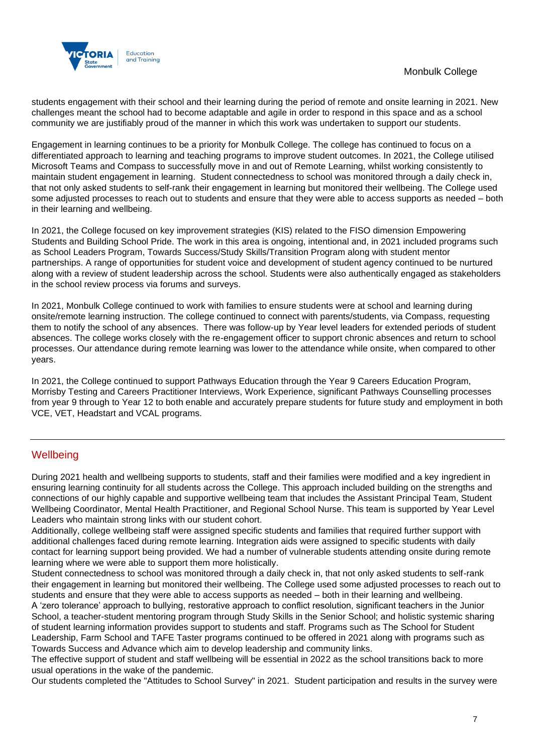students engagement with their school and their learning during the period of remote and onsite learning in 2021. New challenges meant the school had to become adaptable and agile in order to respond in this space and as a school community we are justifiably proud of the manner in which this work was undertaken to support our students.

Engagement in learning continues to be a priority for Monbulk College. The college has continued to focus on a differentiated approach to learning and teaching programs to improve student outcomes. In 2021, the College utilised Microsoft Teams and Compass to successfully move in and out of Remote Learning, whilst working consistently to maintain student engagement in learning. Student connectedness to school was monitored through a daily check in, that not only asked students to self-rank their engagement in learning but monitored their wellbeing. The College used some adjusted processes to reach out to students and ensure that they were able to access supports as needed – both in their learning and wellbeing.

In 2021, the College focused on key improvement strategies (KIS) related to the FISO dimension Empowering Students and Building School Pride. The work in this area is ongoing, intentional and, in 2021 included programs such as School Leaders Program, Towards Success/Study Skills/Transition Program along with student mentor partnerships. A range of opportunities for student voice and development of student agency continued to be nurtured along with a review of student leadership across the school. Students were also authentically engaged as stakeholders in the school review process via forums and surveys.

In 2021, Monbulk College continued to work with families to ensure students were at school and learning during onsite/remote learning instruction. The college continued to connect with parents/students, via Compass, requesting them to notify the school of any absences. There was follow-up by Year level leaders for extended periods of student absences. The college works closely with the re-engagement officer to support chronic absences and return to school processes. Our attendance during remote learning was lower to the attendance while onsite, when compared to other years.

In 2021, the College continued to support Pathways Education through the Year 9 Careers Education Program, Morrisby Testing and Careers Practitioner Interviews, Work Experience, significant Pathways Counselling processes from year 9 through to Year 12 to both enable and accurately prepare students for future study and employment in both VCE, VET, Headstart and VCAL programs.

---

## Wellbeing

During 2021 health and wellbeing supports to students, staff and their families were modified and a key ingredient in ensuring learning continuity for all students across the College. This approach included building on the strengths and connections of our highly capable and supportive wellbeing team that includes the Assistant Principal Team, Student Wellbeing Coordinator, Mental Health Practitioner, and Regional School Nurse. This team is supported by Year Level Leaders who maintain strong links with our student cohort.

Additionally, college wellbeing staff were assigned specific students and families that required further support with additional challenges faced during remote learning. Integration aids were assigned to specific students with daily contact for learning support being provided. We had a number of vulnerable students attending onsite during remote learning where we were able to support them more holistically.

Student connectedness to school was monitored through a daily check in, that not only asked students to self-rank their engagement in learning but monitored their wellbeing. The College used some adjusted processes to reach out to students and ensure that they were able to access supports as needed – both in their learning and wellbeing.

A 'zero tolerance' approach to bullying, restorative approach to conflict resolution, significant teachers in the Junior School, a teacher-student mentoring program through Study Skills in the Senior School; and holistic systemic sharing of student learning information provides support to students and staff. Programs such as The School for Student Leadership, Farm School and TAFE Taster programs continued to be offered in 2021 along with programs such as Towards Success and Advance which aim to develop leadership and community links.

The effective support of student and staff wellbeing will be essential in 2022 as the school transitions back to more usual operations in the wake of the pandemic.

Our students completed the "Attitudes to School Survey" in 2021. Student participation and results in the survey were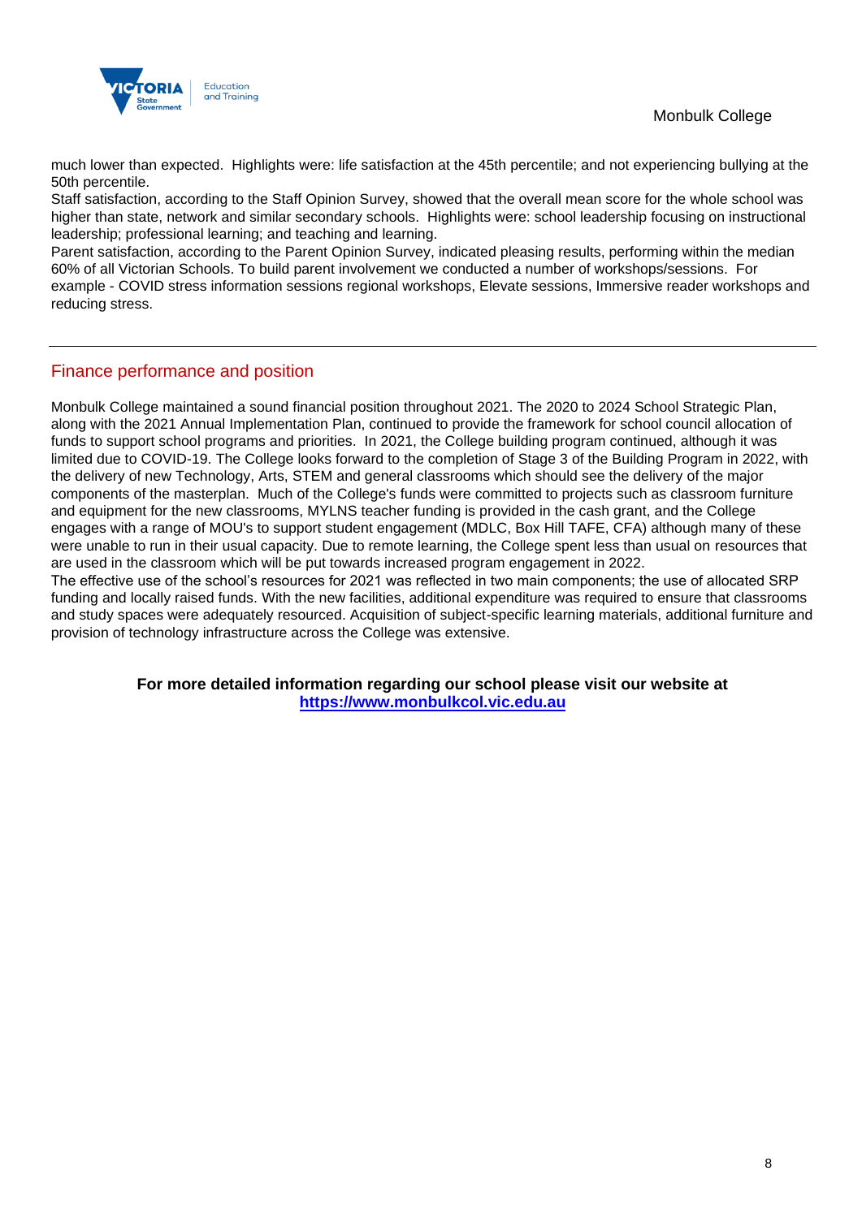much lower than expected. Highlights were: life satisfaction at the 45th percentile; and not experiencing bullying at the 50th percentile.

Staff satisfaction, according to the Staff Opinion Survey, showed that the overall mean score for the whole school was higher than state, network and similar secondary schools. Highlights were: school leadership focusing on instructional leadership; professional learning; and teaching and learning.

Parent satisfaction, according to the Parent Opinion Survey, indicated pleasing results, performing within the median 60% of all Victorian Schools. To build parent involvement we conducted a number of workshops/sessions. For example - COVID stress information sessions regional workshops, Elevate sessions, Immersive reader workshops and reducing stress.

## Finance performance and position

Monbulk College maintained a sound financial position throughout 2021. The 2020 to 2024 School Strategic Plan, along with the 2021 Annual Implementation Plan, continued to provide the framework for school council allocation of funds to support school programs and priorities. In 2021, the College building program continued, although it was limited due to COVID-19. The College looks forward to the completion of Stage 3 of the Building Program in 2022, with the delivery of new Technology, Arts, STEM and general classrooms which should see the delivery of the major components of the masterplan. Much of the College's funds were committed to projects such as classroom furniture and equipment for the new classrooms, MYLNS teacher funding is provided in the cash grant, and the College engages with a range of MOU's to support student engagement (MDLC, Box Hill TAFE, CFA) although many of these were unable to run in their usual capacity. Due to remote learning, the College spent less than usual on resources that are used in the classroom which will be put towards increased program engagement in 2022.

The effective use of the school's resources for 2021 was reflected in two main components; the use of allocated SRP funding and locally raised funds. With the new facilities, additional expenditure was required to ensure that classrooms and study spaces were adequately resourced. Acquisition of subject-specific learning materials, additional furniture and provision of technology infrastructure across the College was extensive.

**For more detailed information regarding our school please visit our website at [https://www.monbulkcol.vic.edu.au](https://www.monbulkcol.vic.edu.au)**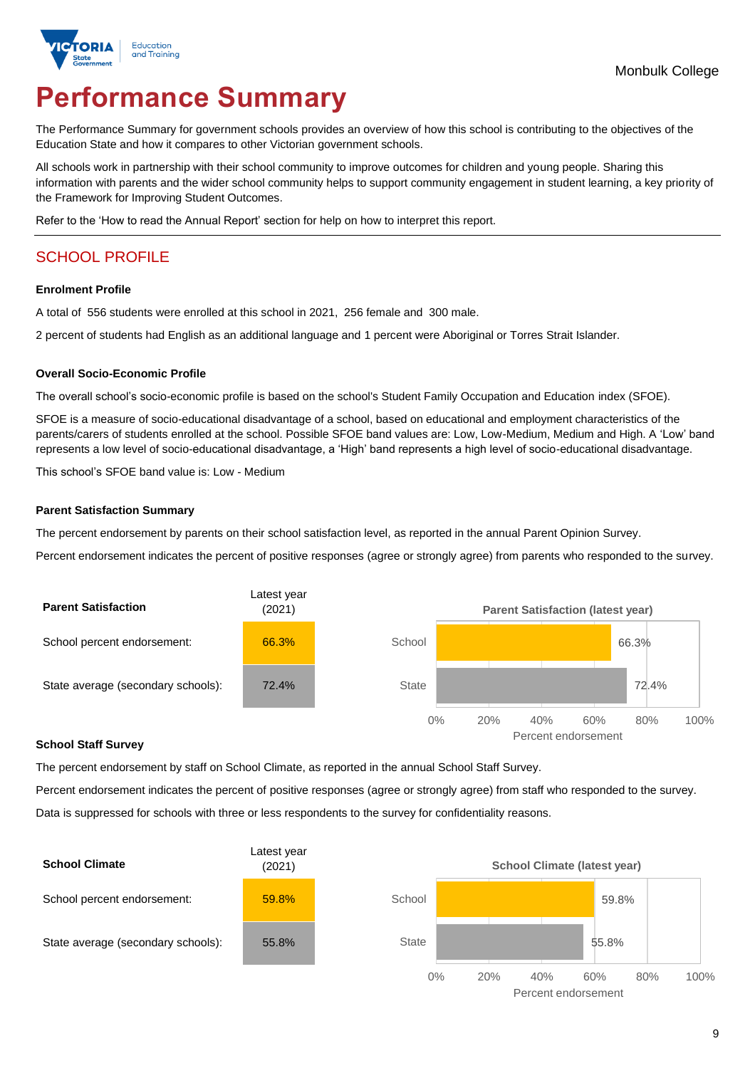Monbulk College

# Performance Summary

The Performance Summary for government schools provides an overview of how this school is contributing to the objectives of the Education State and how it compares to other Victorian government schools.

All schools work in partnership with their school community to improve outcomes for children and young people. Sharing this information with parents and the wider school community helps to support community engagement in student learning, a key priority of the Framework for Improving Student Outcomes.

Refer to the 'How to read the Annual Report' section for help on how to interpret this report.

## SCHOOL PROFILE

### Enrolment Profile

A total of 556 students were enrolled at this school in 2021, 256 female and 300 male.

2 percent of students had English as an additional language and 1 percent were Aboriginal or Torres Strait Islander.

### Overall Socio-Economic Profile

The overall school's socio-economic profile is based on the school's Student Family Occupation and Education index (SFOE).

SFOE is a measure of socio-educational disadvantage of a school, based on educational and employment characteristics of the parents/carers of students enrolled at the school. Possible SFOE band values are: Low, Low-Medium, Medium and High. A 'Low' band represents a low level of socio-educational disadvantage, a 'High' band represents a high level of socio-educational disadvantage.

This school's SFOE band value is: Low - Medium

### Parent Satisfaction Summary

The percent endorsement by parents on their school satisfaction level, as reported in the annual Parent Opinion Survey.

Percent endorsement indicates the percent of positive responses (agree or strongly agree) from parents who responded to the survey.

| Parent Satisfaction | Latest year (2021) |
|---|---|
| School percent endorsement: | 66.3% |
| State average (secondary schools): | 72.4% |

**Parent Satisfaction (latest year)**

| | Percent endorsement |
|---|---|
| School | 66.3% |
| State | 72.4% |

### School Staff Survey

The percent endorsement by staff on School Climate, as reported in the annual School Staff Survey.

Percent endorsement indicates the percent of positive responses (agree or strongly agree) from staff who responded to the survey.

Data is suppressed for schools with three or less respondents to the survey for confidentiality reasons.

| School Climate | Latest year (2021) |
|---|---|
| School percent endorsement: | 59.8% |
| State average (secondary schools): | 55.8% |

**School Climate (latest year)**

| | Percent endorsement |
|---|---|
| School | 59.8% |
| State | 55.8% |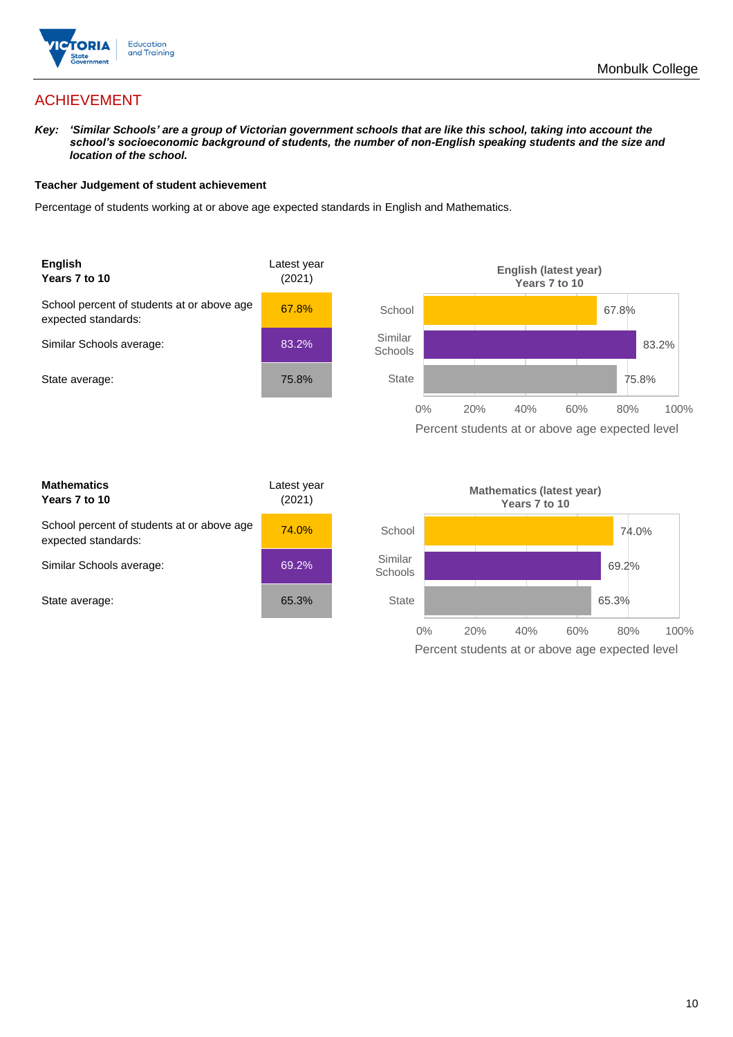## ACHIEVEMENT

***Key:*** ***'Similar Schools' are a group of Victorian government schools that are like this school, taking into account the school's socioeconomic background of students, the number of non-English speaking students and the size and location of the school.***

**Teacher Judgement of student achievement**

Percentage of students working at or above age expected standards in English and Mathematics.

| **English** **Years 7 to 10** | Latest year (2021) |
|---|---|
| School percent of students at or above age expected standards: | 67.8% |
| Similar Schools average: | 83.2% |
| State average: | 75.8% |

**English (latest year)**
**Years 7 to 10**

| | Percent students at or above age expected level |
|---|---|
| School | 67.8% |
| Similar Schools | 83.2% |
| State | 75.8% |

| **Mathematics** **Years 7 to 10** | Latest year (2021) |
|---|---|
| School percent of students at or above age expected standards: | 74.0% |
| Similar Schools average: | 69.2% |
| State average: | 65.3% |

**Mathematics (latest year)**
**Years 7 to 10**

| | Percent students at or above age expected level |
|---|---|
| School | 74.0% |
| Similar Schools | 69.2% |
| State | 65.3% |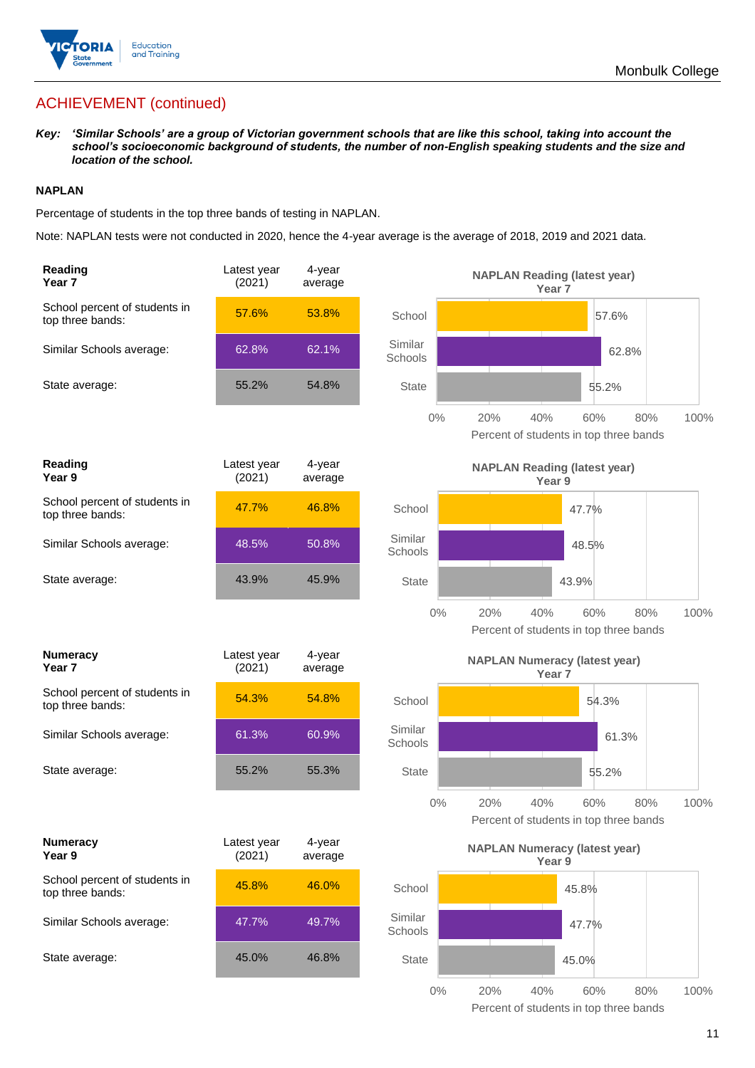## ACHIEVEMENT (continued)

***Key:** 'Similar Schools' are a group of Victorian government schools that are like this school, taking into account the school's socioeconomic background of students, the number of non-English speaking students and the size and location of the school.*

### NAPLAN

Percentage of students in the top three bands of testing in NAPLAN.

Note: NAPLAN tests were not conducted in 2020, hence the 4-year average is the average of 2018, 2019 and 2021 data.

| **Reading Year 7** | Latest year (2021) | 4-year average |
|---|---|---|
| School percent of students in top three bands: | 57.6% | 53.8% |
| Similar Schools average: | 62.8% | 62.1% |
| State average: | 55.2% | 54.8% |

**NAPLAN Reading (latest year) Year 7**

| | Percent of students in top three bands |
|---|---|
| School | 57.6% |
| Similar Schools | 62.8% |
| State | 55.2% |

| **Reading Year 9** | Latest year (2021) | 4-year average |
|---|---|---|
| School percent of students in top three bands: | 47.7% | 46.8% |
| Similar Schools average: | 48.5% | 50.8% |
| State average: | 43.9% | 45.9% |

**NAPLAN Reading (latest year) Year 9**

| | Percent of students in top three bands |
|---|---|
| School | 47.7% |
| Similar Schools | 48.5% |
| State | 43.9% |

| **Numeracy Year 7** | Latest year (2021) | 4-year average |
|---|---|---|
| School percent of students in top three bands: | 54.3% | 54.8% |
| Similar Schools average: | 61.3% | 60.9% |
| State average: | 55.2% | 55.3% |

**NAPLAN Numeracy (latest year) Year 7**

| | Percent of students in top three bands |
|---|---|
| School | 54.3% |
| Similar Schools | 61.3% |
| State | 55.2% |

| **Numeracy Year 9** | Latest year (2021) | 4-year average |
|---|---|---|
| School percent of students in top three bands: | 45.8% | 46.0% |
| Similar Schools average: | 47.7% | 49.7% |
| State average: | 45.0% | 46.8% |

**NAPLAN Numeracy (latest year) Year 9**

| | Percent of students in top three bands |
|---|---|
| School | 45.8% |
| Similar Schools | 47.7% |
| State | 45.0% |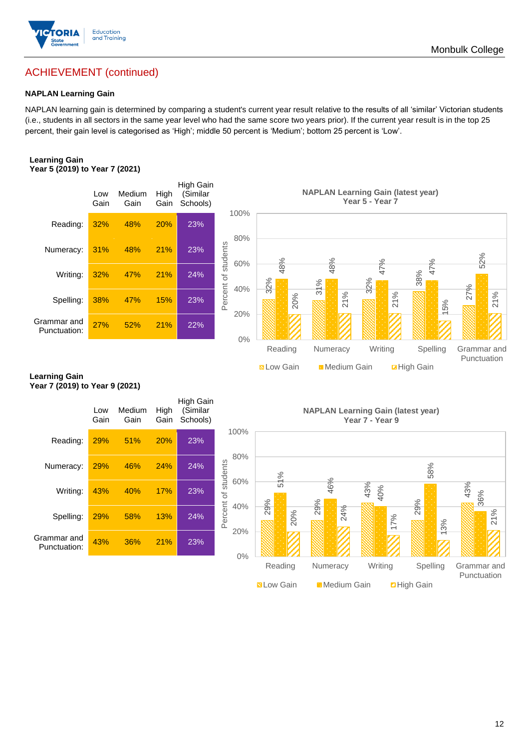## ACHIEVEMENT (continued)

### NAPLAN Learning Gain

NAPLAN learning gain is determined by comparing a student's current year result relative to the results of all 'similar' Victorian students (i.e., students in all sectors in the same year level who had the same score two years prior). If the current year result is in the top 25 percent, their gain level is categorised as 'High'; middle 50 percent is 'Medium'; bottom 25 percent is 'Low'.

**Learning Gain**
**Year 5 (2019) to Year 7 (2021)**

| | Low Gain | Medium Gain | High Gain | High Gain (Similar Schools) |
|---|---|---|---|---|
| Reading: | 32% | 48% | 20% | 23% |
| Numeracy: | 31% | 48% | 21% | 23% |
| Writing: | 32% | 47% | 21% | 24% |
| Spelling: | 38% | 47% | 15% | 23% |
| Grammar and Punctuation: | 27% | 52% | 21% | 22% |

**NAPLAN Learning Gain (latest year)**
**Year 5 - Year 7**

| | Low Gain | Medium Gain | High Gain |
|---|---|---|---|
| Reading | 32% | 48% | 20% |
| Numeracy | 31% | 48% | 21% |
| Writing | 32% | 47% | 21% |
| Spelling | 38% | 47% | 15% |
| Grammar and Punctuation | 27% | 52% | 21% |

**Learning Gain**
**Year 7 (2019) to Year 9 (2021)**

| | Low Gain | Medium Gain | High Gain | High Gain (Similar Schools) |
|---|---|---|---|---|
| Reading: | 29% | 51% | 20% | 23% |
| Numeracy: | 29% | 46% | 24% | 24% |
| Writing: | 43% | 40% | 17% | 23% |
| Spelling: | 29% | 58% | 13% | 24% |
| Grammar and Punctuation: | 43% | 36% | 21% | 23% |

**NAPLAN Learning Gain (latest year)**
**Year 7 - Year 9**

| | Low Gain | Medium Gain | High Gain |
|---|---|---|---|
| Reading | 29% | 51% | 20% |
| Numeracy | 29% | 46% | 24% |
| Writing | 43% | 40% | 17% |
| Spelling | 29% | 58% | 13% |
| Grammar and Punctuation | 43% | 36% | 21% |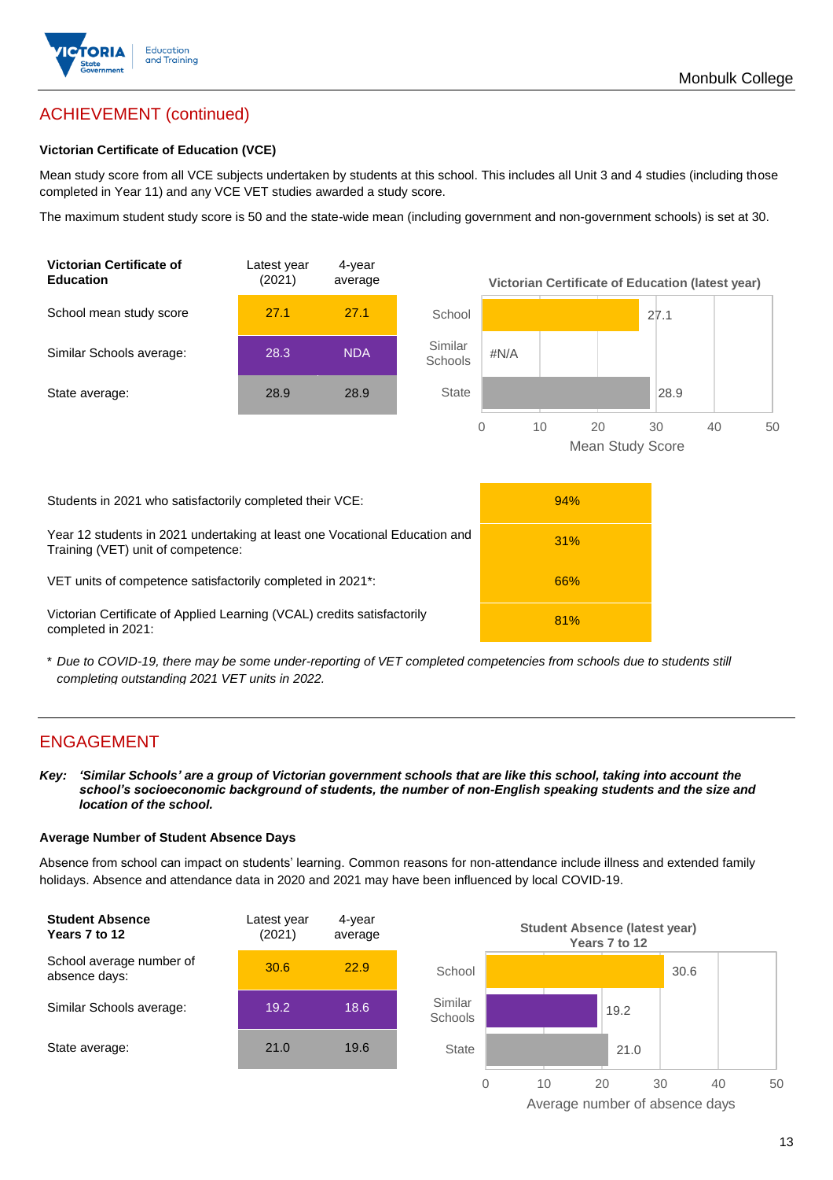## ACHIEVEMENT (continued)

### Victorian Certificate of Education (VCE)

Mean study score from all VCE subjects undertaken by students at this school. This includes all Unit 3 and 4 studies (including those completed in Year 11) and any VCE VET studies awarded a study score.

The maximum student study score is 50 and the state-wide mean (including government and non-government schools) is set at 30.

| Victorian Certificate of Education | Latest year (2021) | 4-year average |
|---|---|---|
| School mean study score | 27.1 | 27.1 |
| Similar Schools average: | 28.3 | NDA |
| State average: | 28.9 | 28.9 |

**Victorian Certificate of Education (latest year)**

| | Mean Study Score |
|---|---|
| School | 27.1 |
| Similar Schools | #N/A |
| State | 28.9 |

| | |
|---|---|
| Students in 2021 who satisfactorily completed their VCE: | 94% |
| Year 12 students in 2021 undertaking at least one Vocational Education and Training (VET) unit of competence: | 31% |
| VET units of competence satisfactorily completed in 2021*: | 66% |
| Victorian Certificate of Applied Learning (VCAL) credits satisfactorily completed in 2021: | 81% |

* *Due to COVID-19, there may be some under-reporting of VET completed competencies from schools due to students still completing outstanding 2021 VET units in 2022.*

## ENGAGEMENT

***Key:*** ***'Similar Schools' are a group of Victorian government schools that are like this school, taking into account the school's socioeconomic background of students, the number of non-English speaking students and the size and location of the school.***

### Average Number of Student Absence Days

Absence from school can impact on students' learning. Common reasons for non-attendance include illness and extended family holidays. Absence and attendance data in 2020 and 2021 may have been influenced by local COVID-19.

| Student Absence Years 7 to 12 | Latest year (2021) | 4-year average |
|---|---|---|
| School average number of absence days: | 30.6 | 22.9 |
| Similar Schools average: | 19.2 | 18.6 |
| State average: | 21.0 | 19.6 |

**Student Absence (latest year) Years 7 to 12**

| | Average number of absence days |
|---|---|
| School | 30.6 |
| Similar Schools | 19.2 |
| State | 21.0 |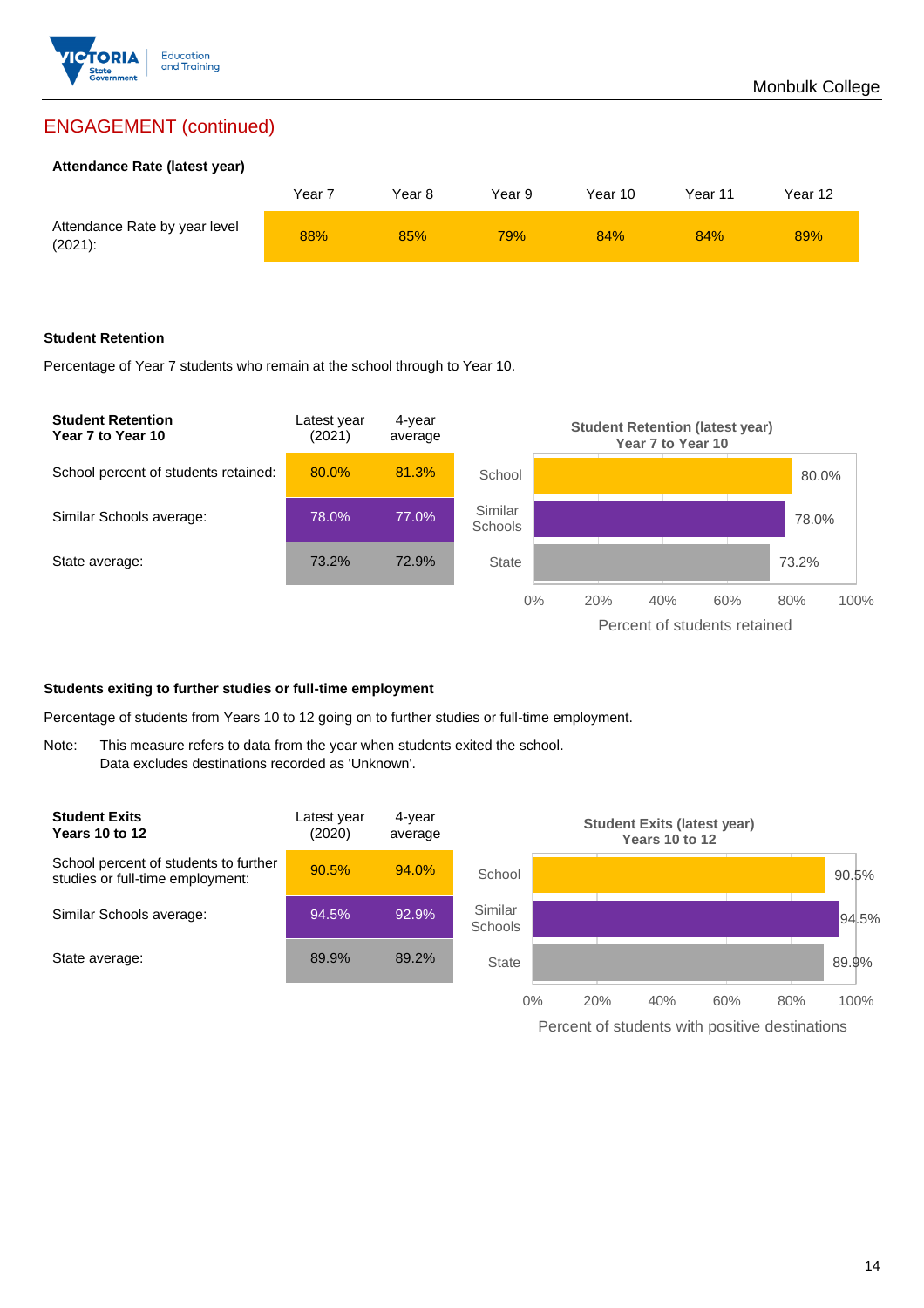## ENGAGEMENT (continued)

### Attendance Rate (latest year)

| | Year 7 | Year 8 | Year 9 | Year 10 | Year 11 | Year 12 |
|---|---|---|---|---|---|---|
| Attendance Rate by year level (2021): | 88% | 85% | 79% | 84% | 84% | 89% |

### Student Retention

Percentage of Year 7 students who remain at the school through to Year 10.

| Student Retention Year 7 to Year 10 | Latest year (2021) | 4-year average |
|---|---|---|
| School percent of students retained: | 80.0% | 81.3% |
| Similar Schools average: | 78.0% | 77.0% |
| State average: | 73.2% | 72.9% |

**Student Retention (latest year) Year 7 to Year 10**

| | Percent of students retained |
|---|---|
| School | 80.0% |
| Similar Schools | 78.0% |
| State | 73.2% |

### Students exiting to further studies or full-time employment

Percentage of students from Years 10 to 12 going on to further studies or full-time employment.

Note: This measure refers to data from the year when students exited the school. Data excludes destinations recorded as 'Unknown'.

| Student Exits Years 10 to 12 | Latest year (2020) | 4-year average |
|---|---|---|
| School percent of students to further studies or full-time employment: | 90.5% | 94.0% |
| Similar Schools average: | 94.5% | 92.9% |
| State average: | 89.9% | 89.2% |

**Student Exits (latest year) Years 10 to 12**

| | Percent of students with positive destinations |
|---|---|
| School | 90.5% |
| Similar Schools | 94.5% |
| State | 89.9% |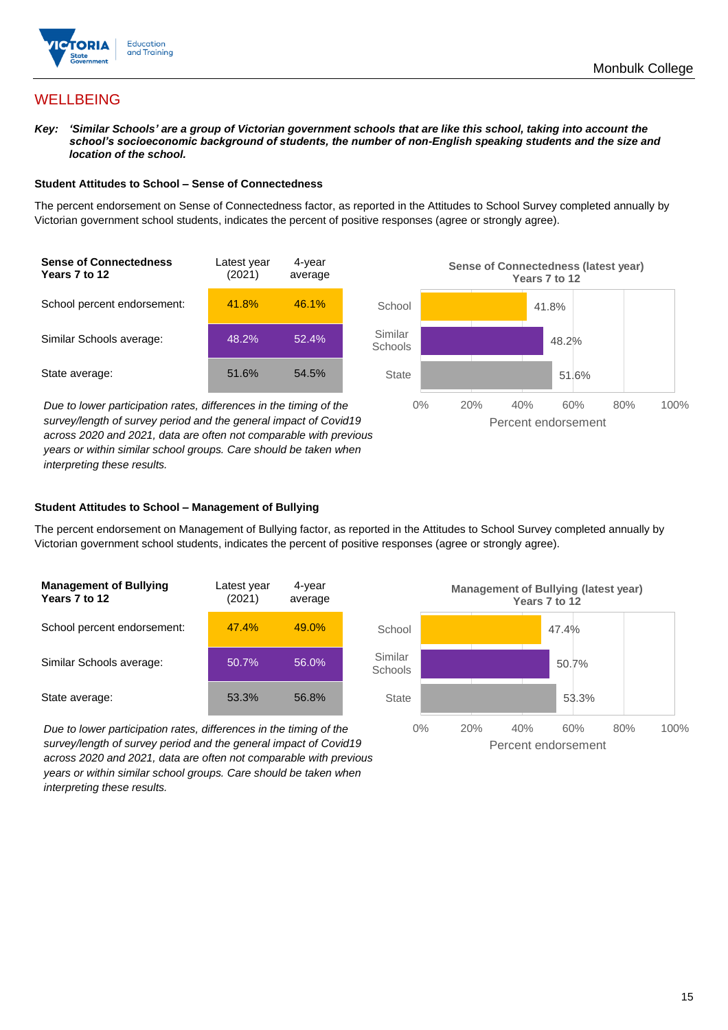Monbulk College

# WELLBEING

***Key:** 'Similar Schools' are a group of Victorian government schools that are like this school, taking into account the school's socioeconomic background of students, the number of non-English speaking students and the size and location of the school.*

### Student Attitudes to School – Sense of Connectedness

The percent endorsement on Sense of Connectedness factor, as reported in the Attitudes to School Survey completed annually by Victorian government school students, indicates the percent of positive responses (agree or strongly agree).

| Sense of Connectedness Years 7 to 12 | Latest year (2021) | 4-year average |
|---|---|---|
| School percent endorsement: | 41.8% | 46.1% |
| Similar Schools average: | 48.2% | 52.4% |
| State average: | 51.6% | 54.5% |

*Due to lower participation rates, differences in the timing of the survey/length of survey period and the general impact of Covid19 across 2020 and 2021, data are often not comparable with previous years or within similar school groups. Care should be taken when interpreting these results.*

**Sense of Connectedness (latest year) Years 7 to 12**

| | Percent endorsement |
|---|---|
| School | 41.8% |
| Similar Schools | 48.2% |
| State | 51.6% |

### Student Attitudes to School – Management of Bullying

The percent endorsement on Management of Bullying factor, as reported in the Attitudes to School Survey completed annually by Victorian government school students, indicates the percent of positive responses (agree or strongly agree).

| Management of Bullying Years 7 to 12 | Latest year (2021) | 4-year average |
|---|---|---|
| School percent endorsement: | 47.4% | 49.0% |
| Similar Schools average: | 50.7% | 56.0% |
| State average: | 53.3% | 56.8% |

*Due to lower participation rates, differences in the timing of the survey/length of survey period and the general impact of Covid19 across 2020 and 2021, data are often not comparable with previous years or within similar school groups. Care should be taken when interpreting these results.*

**Management of Bullying (latest year) Years 7 to 12**

| | Percent endorsement |
|---|---|
| School | 47.4% |
| Similar Schools | 50.7% |
| State | 53.3% |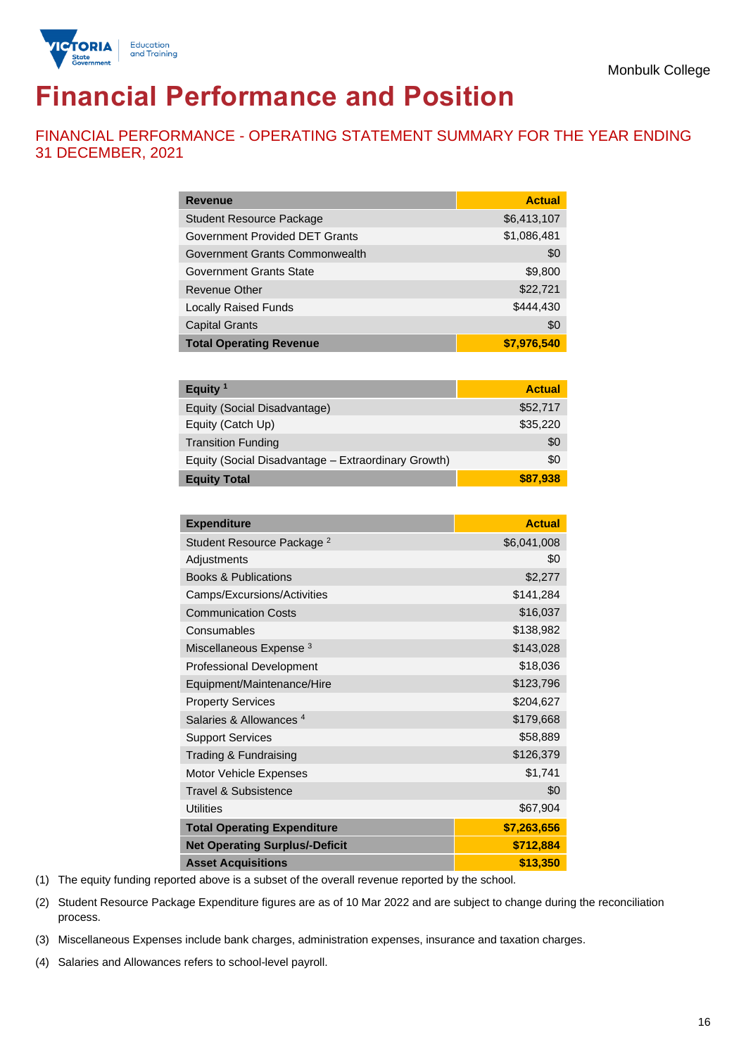Monbulk College

# Financial Performance and Position

## FINANCIAL PERFORMANCE - OPERATING STATEMENT SUMMARY FOR THE YEAR ENDING 31 DECEMBER, 2021

| Revenue | Actual |
|---|---|
| Student Resource Package | $6,413,107 |
| Government Provided DET Grants | $1,086,481 |
| Government Grants Commonwealth | $0 |
| Government Grants State | $9,800 |
| Revenue Other | $22,721 |
| Locally Raised Funds | $444,430 |
| Capital Grants | $0 |
| **Total Operating Revenue** | **$7,976,540** |

| Equity [1] | Actual |
|---|---|
| Equity (Social Disadvantage) | $52,717 |
| Equity (Catch Up) | $35,220 |
| Transition Funding | $0 |
| Equity (Social Disadvantage – Extraordinary Growth) | $0 |
| **Equity Total** | **$87,938** |

| Expenditure | Actual |
|---|---|
| Student Resource Package [2] | $6,041,008 |
| Adjustments | $0 |
| Books & Publications | $2,277 |
| Camps/Excursions/Activities | $141,284 |
| Communication Costs | $16,037 |
| Consumables | $138,982 |
| Miscellaneous Expense [3] | $143,028 |
| Professional Development | $18,036 |
| Equipment/Maintenance/Hire | $123,796 |
| Property Services | $204,627 |
| Salaries & Allowances [4] | $179,668 |
| Support Services | $58,889 |
| Trading & Fundraising | $126,379 |
| Motor Vehicle Expenses | $1,741 |
| Travel & Subsistence | $0 |
| Utilities | $67,904 |
| **Total Operating Expenditure** | **$7,263,656** |
| **Net Operating Surplus/-Deficit** | **$712,884** |
| **Asset Acquisitions** | **$13,350** |

(1) The equity funding reported above is a subset of the overall revenue reported by the school.

(2) Student Resource Package Expenditure figures are as of 10 Mar 2022 and are subject to change during the reconciliation process.

(3) Miscellaneous Expenses include bank charges, administration expenses, insurance and taxation charges.

(4) Salaries and Allowances refers to school-level payroll.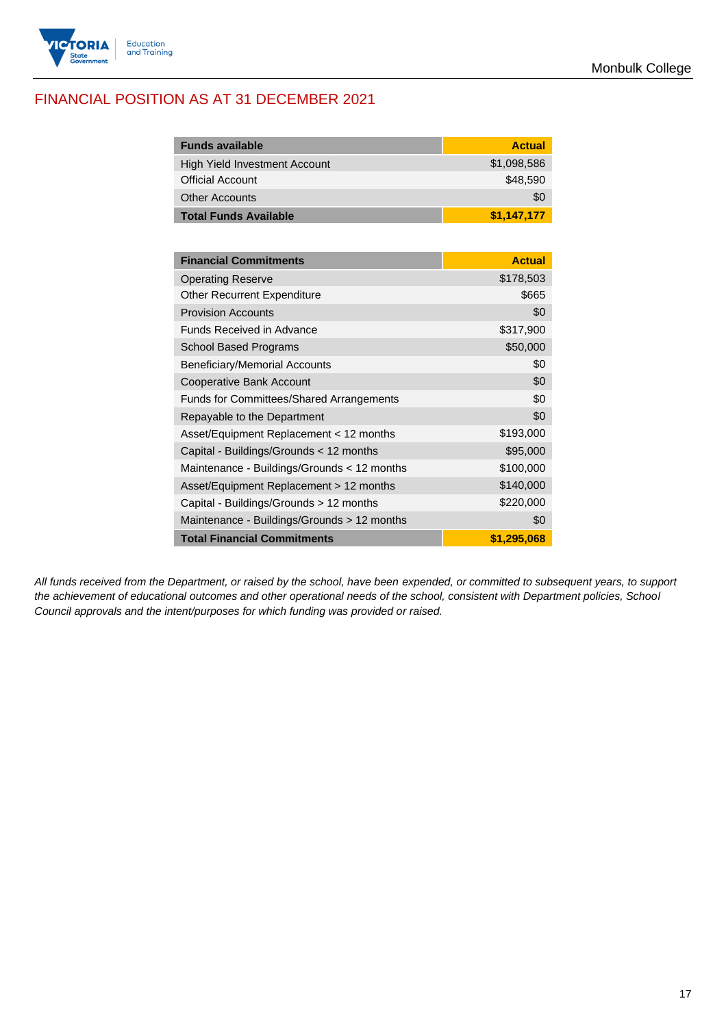## FINANCIAL POSITION AS AT 31 DECEMBER 2021

| Funds available | Actual |
| --- | --- |
| High Yield Investment Account | $1,098,586 |
| Official Account | $48,590 |
| Other Accounts | $0 |
| **Total Funds Available** | **$1,147,177** |

| Financial Commitments | Actual |
| --- | --- |
| Operating Reserve | $178,503 |
| Other Recurrent Expenditure | $665 |
| Provision Accounts | $0 |
| Funds Received in Advance | $317,900 |
| School Based Programs | $50,000 |
| Beneficiary/Memorial Accounts | $0 |
| Cooperative Bank Account | $0 |
| Funds for Committees/Shared Arrangements | $0 |
| Repayable to the Department | $0 |
| Asset/Equipment Replacement < 12 months | $193,000 |
| Capital - Buildings/Grounds < 12 months | $95,000 |
| Maintenance - Buildings/Grounds < 12 months | $100,000 |
| Asset/Equipment Replacement > 12 months | $140,000 |
| Capital - Buildings/Grounds > 12 months | $220,000 |
| Maintenance - Buildings/Grounds > 12 months | $0 |
| **Total Financial Commitments** | **$1,295,068** |

*All funds received from the Department, or raised by the school, have been expended, or committed to subsequent years, to support the achievement of educational outcomes and other operational needs of the school, consistent with Department policies, School Council approvals and the intent/purposes for which funding was provided or raised.*